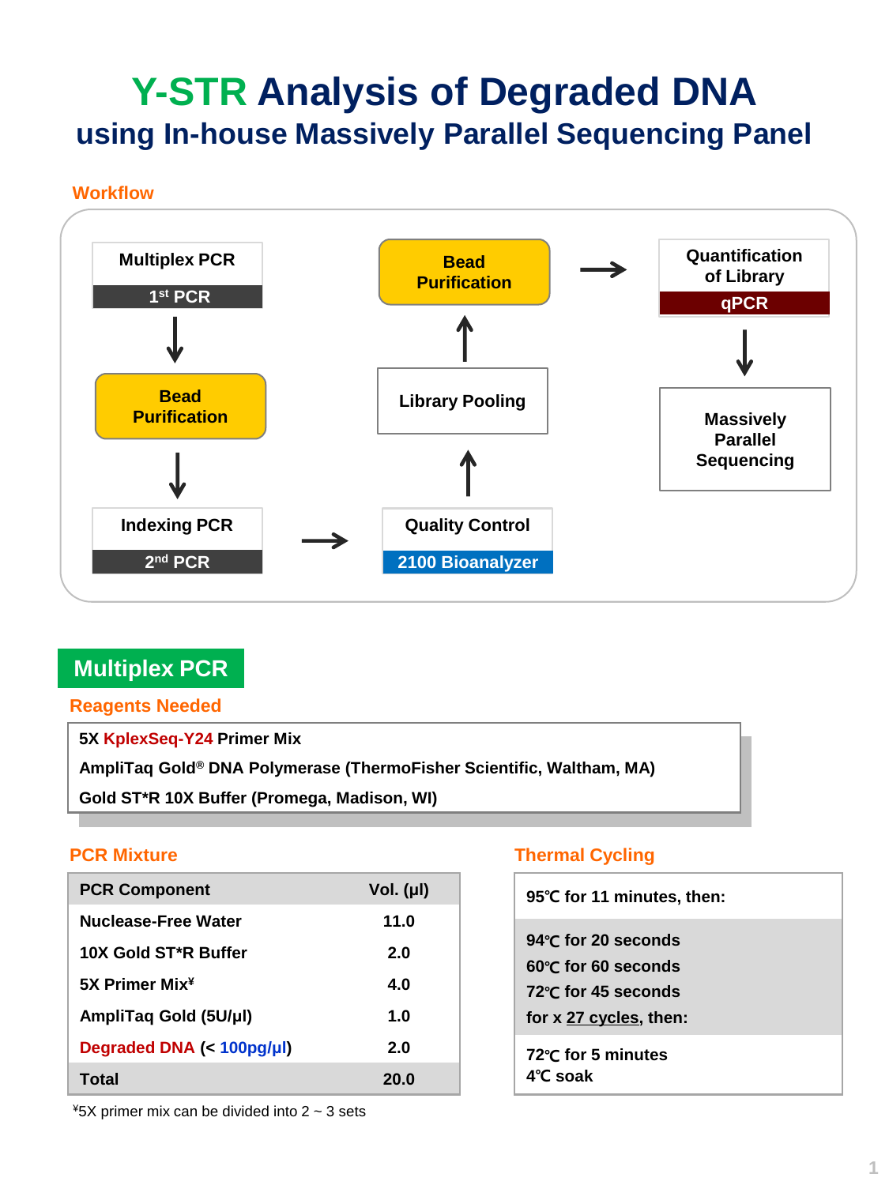# Y-STR Analysis of Degraded DNA

## using In-house Massively Parallel Sequencing Panel

### Workflow

1. Multiplex PCR (1st PCR)
2. Bead Purification
3. Indexing PCR (2nd PCR)
4. Quality Control (2100 Bioanalyzer)
5. Library Pooling
6. Bead Purification
7. Quantification of Library (qPCR)
8. Massively Parallel Sequencing

## Multiplex PCR

### Reagents Needed

- 5X **KplexSeq-Y24** Primer Mix
- AmpliTaq Gold® DNA Polymerase (ThermoFisher Scientific, Waltham, MA)
- Gold ST*R 10X Buffer (Promega, Madison, WI)

### PCR Mixture

| PCR Component | Vol. (μl) |
|---|---|
| Nuclease-Free Water | 11.0 |
| 10X Gold ST*R Buffer | 2.0 |
| 5X Primer Mix[¥] | 4.0 |
| AmpliTaq Gold (5U/μl) | 1.0 |
| Degraded DNA (< 100pg/μl) | 2.0 |
| Total | 20.0 |

[¥]5X primer mix can be divided into 2 ~ 3 sets

### Thermal Cycling

95℃ for 11 minutes, then:

94℃ for 20 seconds
60℃ for 60 seconds
72℃ for 45 seconds
for x 27 cycles, then:

72℃ for 5 minutes
4℃ soak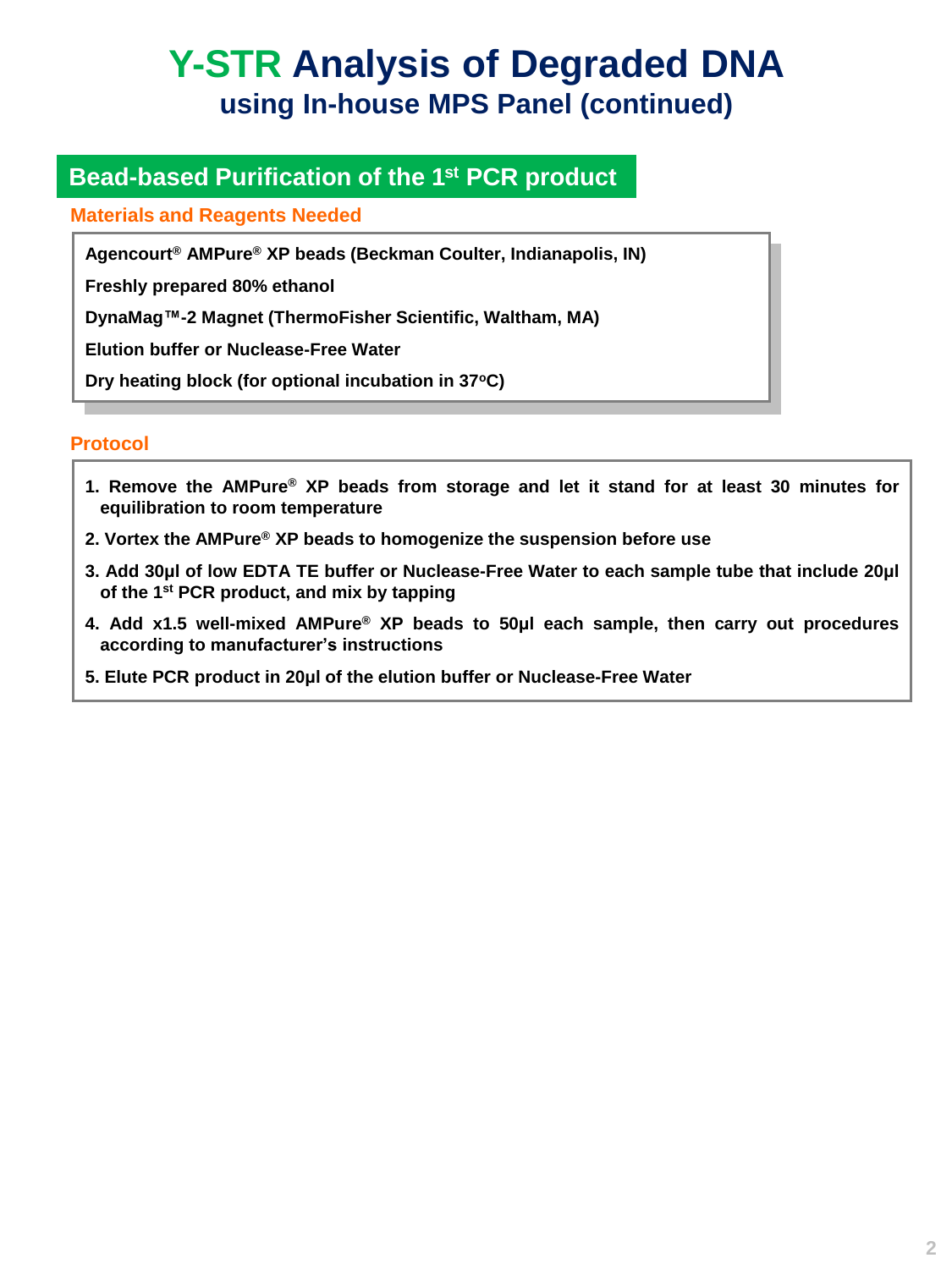# Y-STR Analysis of Degraded DNA

## using In-house MPS Panel (continued)

## Bead-based Purification of the 1st PCR product

### Materials and Reagents Needed

**Agencourt® AMPure® XP beads (Beckman Coulter, Indianapolis, IN)**

**Freshly prepared 80% ethanol**

**DynaMag™-2 Magnet (ThermoFisher Scientific, Waltham, MA)**

**Elution buffer or Nuclease-Free Water**

**Dry heating block (for optional incubation in 37°C)**

### Protocol

1. **Remove the AMPure® XP beads from storage and let it stand for at least 30 minutes for equilibration to room temperature**
2. **Vortex the AMPure® XP beads to homogenize the suspension before use**
3. **Add 30μl of low EDTA TE buffer or Nuclease-Free Water to each sample tube that include 20μl of the 1st PCR product, and mix by tapping**
4. **Add x1.5 well-mixed AMPure® XP beads to 50μl each sample, then carry out procedures according to manufacturer's instructions**
5. **Elute PCR product in 20μl of the elution buffer or Nuclease-Free Water**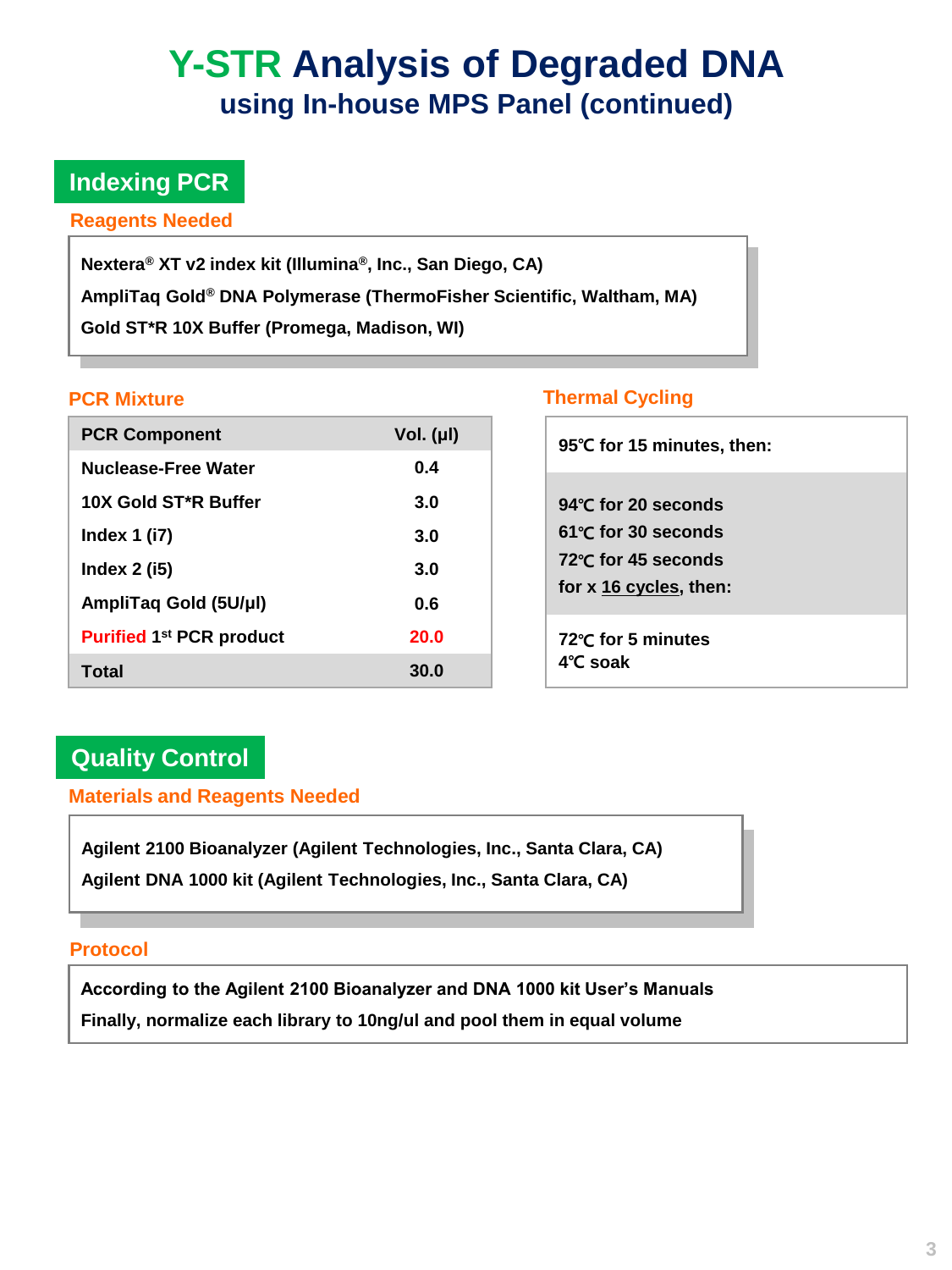# Y-STR Analysis of Degraded DNA

## using In-house MPS Panel (continued)

## Indexing PCR

### Reagents Needed

Nextera® XT v2 index kit (Illumina®, Inc., San Diego, CA)

AmpliTaq Gold® DNA Polymerase (ThermoFisher Scientific, Waltham, MA)

Gold ST*R 10X Buffer (Promega, Madison, WI)

### PCR Mixture

| PCR Component | Vol. (µl) |
|---|---|
| Nuclease-Free Water | 0.4 |
| 10X Gold ST*R Buffer | 3.0 |
| Index 1 (i7) | 3.0 |
| Index 2 (i5) | 3.0 |
| AmpliTaq Gold (5U/µl) | 0.6 |
| Purified 1st PCR product | 20.0 |
| Total | 30.0 |

### Thermal Cycling

95℃ for 15 minutes, then:

94℃ for 20 seconds
61℃ for 30 seconds
72℃ for 45 seconds
for x 16 cycles, then:

72℃ for 5 minutes
4℃ soak

## Quality Control

### Materials and Reagents Needed

Agilent 2100 Bioanalyzer (Agilent Technologies, Inc., Santa Clara, CA)

Agilent DNA 1000 kit (Agilent Technologies, Inc., Santa Clara, CA)

### Protocol

According to the Agilent 2100 Bioanalyzer and DNA 1000 kit User's Manuals

Finally, normalize each library to 10ng/ul and pool them in equal volume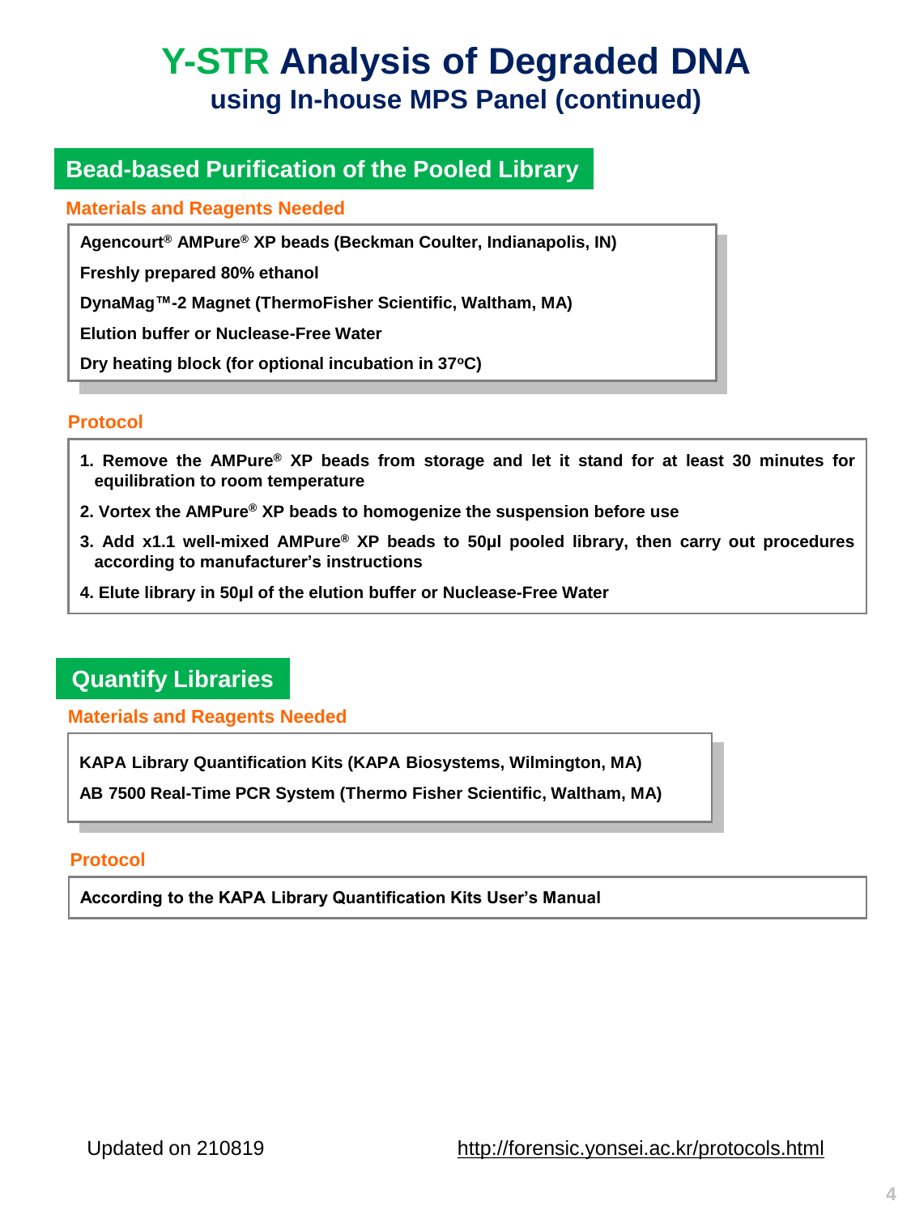# Y-STR Analysis of Degraded DNA

## using In-house MPS Panel (continued)

## Bead-based Purification of the Pooled Library

### Materials and Reagents Needed

**Agencourt® AMPure® XP beads (Beckman Coulter, Indianapolis, IN)**

**Freshly prepared 80% ethanol**

**DynaMag™-2 Magnet (ThermoFisher Scientific, Waltham, MA)**

**Elution buffer or Nuclease-Free Water**

**Dry heating block (for optional incubation in 37ºC)**

### Protocol

1. **Remove the AMPure® XP beads from storage and let it stand for at least 30 minutes for equilibration to room temperature**
2. **Vortex the AMPure® XP beads to homogenize the suspension before use**
3. **Add x1.1 well-mixed AMPure® XP beads to 50µl pooled library, then carry out procedures according to manufacturer's instructions**
4. **Elute library in 50µl of the elution buffer or Nuclease-Free Water**

## Quantify Libraries

### Materials and Reagents Needed

**KAPA Library Quantification Kits (KAPA Biosystems, Wilmington, MA)**

**AB 7500 Real-Time PCR System (Thermo Fisher Scientific, Waltham, MA)**

### Protocol

**According to the KAPA Library Quantification Kits User's Manual**

Updated on 210819

http://forensic.yonsei.ac.kr/protocols.html